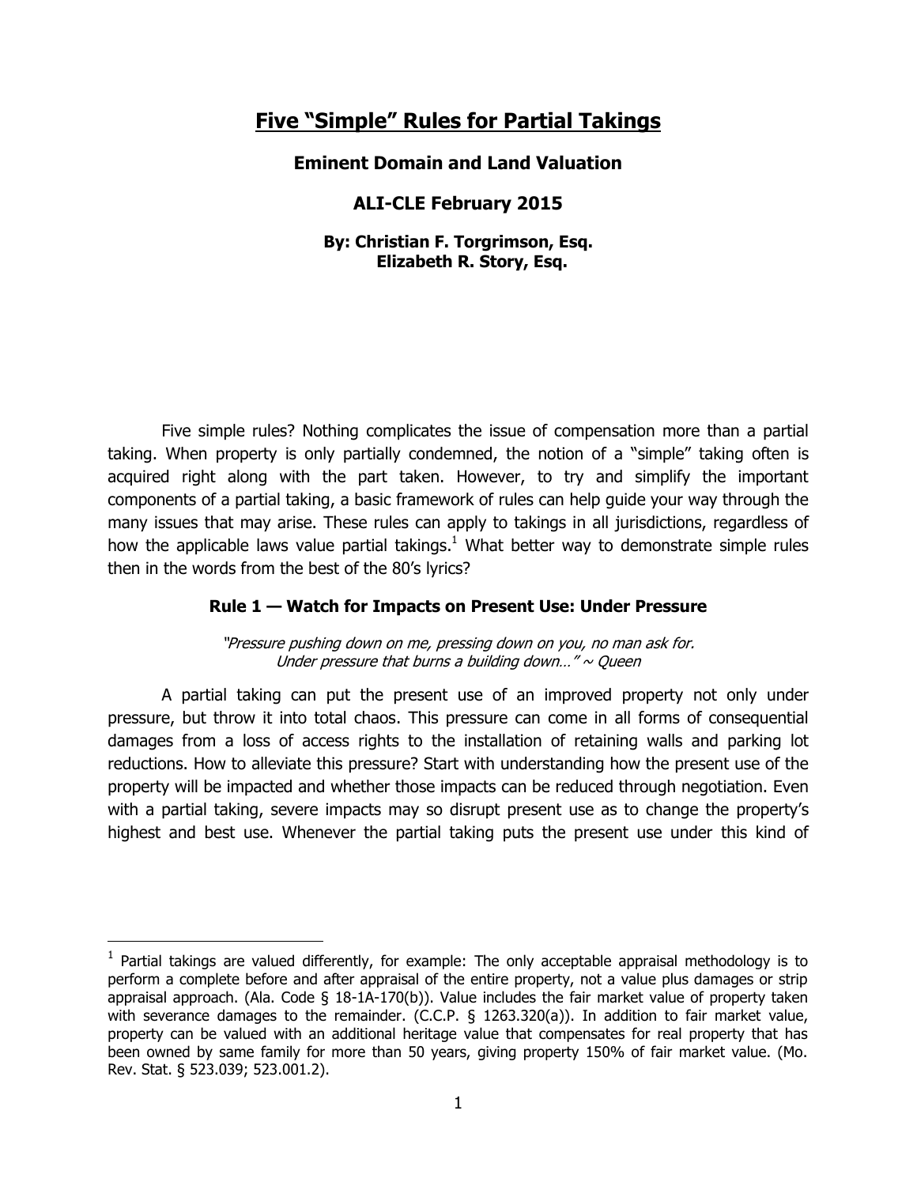# Five "Simple" Rules for Partial Takings

**Eminent Domain and Land Valuation**

**ALI-CLE February 2015**

**By: Christian F. Torgrimson, Esq.**
**Elizabeth R. Story, Esq.**

Five simple rules? Nothing complicates the issue of compensation more than a partial taking. When property is only partially condemned, the notion of a "simple" taking often is acquired right along with the part taken. However, to try and simplify the important components of a partial taking, a basic framework of rules can help guide your way through the many issues that may arise. These rules can apply to takings in all jurisdictions, regardless of how the applicable laws value partial takings.[1] What better way to demonstrate simple rules then in the words from the best of the 80's lyrics?

## Rule 1 — Watch for Impacts on Present Use: Under Pressure

*"Pressure pushing down on me, pressing down on you, no man ask for.*
*Under pressure that burns a building down…" ~ Queen*

A partial taking can put the present use of an improved property not only under pressure, but throw it into total chaos. This pressure can come in all forms of consequential damages from a loss of access rights to the installation of retaining walls and parking lot reductions. How to alleviate this pressure? Start with understanding how the present use of the property will be impacted and whether those impacts can be reduced through negotiation. Even with a partial taking, severe impacts may so disrupt present use as to change the property's highest and best use. Whenever the partial taking puts the present use under this kind of

---

[1] Partial takings are valued differently, for example: The only acceptable appraisal methodology is to perform a complete before and after appraisal of the entire property, not a value plus damages or strip appraisal approach. (Ala. Code § 18-1A-170(b)). Value includes the fair market value of property taken with severance damages to the remainder. (C.C.P. § 1263.320(a)). In addition to fair market value, property can be valued with an additional heritage value that compensates for real property that has been owned by same family for more than 50 years, giving property 150% of fair market value. (Mo. Rev. Stat. § 523.039; 523.001.2).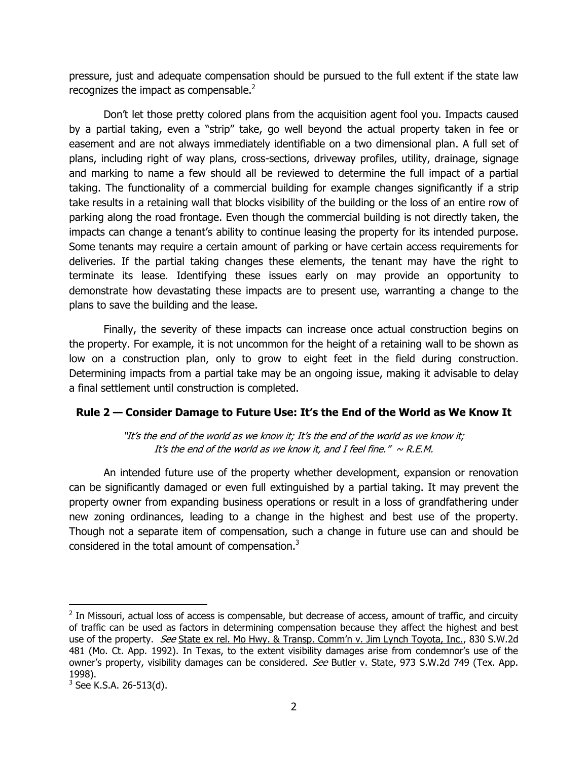pressure, just and adequate compensation should be pursued to the full extent if the state law recognizes the impact as compensable.[2]

Don't let those pretty colored plans from the acquisition agent fool you. Impacts caused by a partial taking, even a "strip" take, go well beyond the actual property taken in fee or easement and are not always immediately identifiable on a two dimensional plan. A full set of plans, including right of way plans, cross-sections, driveway profiles, utility, drainage, signage and marking to name a few should all be reviewed to determine the full impact of a partial taking. The functionality of a commercial building for example changes significantly if a strip take results in a retaining wall that blocks visibility of the building or the loss of an entire row of parking along the road frontage. Even though the commercial building is not directly taken, the impacts can change a tenant's ability to continue leasing the property for its intended purpose. Some tenants may require a certain amount of parking or have certain access requirements for deliveries. If the partial taking changes these elements, the tenant may have the right to terminate its lease. Identifying these issues early on may provide an opportunity to demonstrate how devastating these impacts are to present use, warranting a change to the plans to save the building and the lease.

Finally, the severity of these impacts can increase once actual construction begins on the property. For example, it is not uncommon for the height of a retaining wall to be shown as low on a construction plan, only to grow to eight feet in the field during construction. Determining impacts from a partial take may be an ongoing issue, making it advisable to delay a final settlement until construction is completed.

### Rule 2 — Consider Damage to Future Use: It's the End of the World as We Know It

*"It's the end of the world as we know it; It's the end of the world as we know it; It's the end of the world as we know it, and I feel fine." ~ R.E.M.*

An intended future use of the property whether development, expansion or renovation can be significantly damaged or even full extinguished by a partial taking. It may prevent the property owner from expanding business operations or result in a loss of grandfathering under new zoning ordinances, leading to a change in the highest and best use of the property. Though not a separate item of compensation, such a change in future use can and should be considered in the total amount of compensation.[3]

---

[2] In Missouri, actual loss of access is compensable, but decrease of access, amount of traffic, and circuity of traffic can be used as factors in determining compensation because they affect the highest and best use of the property. *See* State ex rel. Mo Hwy. & Transp. Comm'n v. Jim Lynch Toyota, Inc., 830 S.W.2d 481 (Mo. Ct. App. 1992). In Texas, to the extent visibility damages arise from condemnor's use of the owner's property, visibility damages can be considered. *See* Butler v. State, 973 S.W.2d 749 (Tex. App. 1998).

[3] See K.S.A. 26-513(d).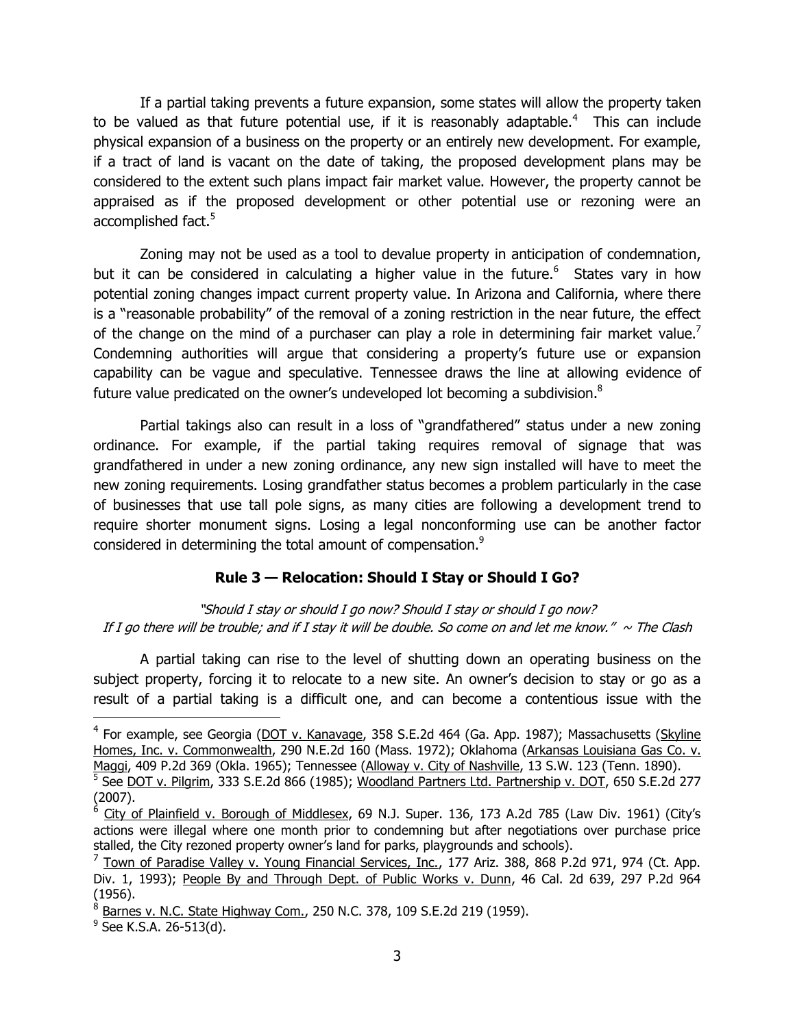If a partial taking prevents a future expansion, some states will allow the property taken to be valued as that future potential use, if it is reasonably adaptable.[4] This can include physical expansion of a business on the property or an entirely new development. For example, if a tract of land is vacant on the date of taking, the proposed development plans may be considered to the extent such plans impact fair market value. However, the property cannot be appraised as if the proposed development or other potential use or rezoning were an accomplished fact.[5]

Zoning may not be used as a tool to devalue property in anticipation of condemnation, but it can be considered in calculating a higher value in the future.[6] States vary in how potential zoning changes impact current property value. In Arizona and California, where there is a "reasonable probability" of the removal of a zoning restriction in the near future, the effect of the change on the mind of a purchaser can play a role in determining fair market value.[7] Condemning authorities will argue that considering a property's future use or expansion capability can be vague and speculative. Tennessee draws the line at allowing evidence of future value predicated on the owner's undeveloped lot becoming a subdivision.[8]

Partial takings also can result in a loss of "grandfathered" status under a new zoning ordinance. For example, if the partial taking requires removal of signage that was grandfathered in under a new zoning ordinance, any new sign installed will have to meet the new zoning requirements. Losing grandfather status becomes a problem particularly in the case of businesses that use tall pole signs, as many cities are following a development trend to require shorter monument signs. Losing a legal nonconforming use can be another factor considered in determining the total amount of compensation.[9]

## Rule 3 — Relocation: Should I Stay or Should I Go?

*"Should I stay or should I go now? Should I stay or should I go now?*
*If I go there will be trouble; and if I stay it will be double. So come on and let me know."* ~ *The Clash*

A partial taking can rise to the level of shutting down an operating business on the subject property, forcing it to relocate to a new site. An owner's decision to stay or go as a result of a partial taking is a difficult one, and can become a contentious issue with the

---

[4] For example, see Georgia (DOT v. Kanavage, 358 S.E.2d 464 (Ga. App. 1987); Massachusetts (Skyline Homes, Inc. v. Commonwealth, 290 N.E.2d 160 (Mass. 1972); Oklahoma (Arkansas Louisiana Gas Co. v. Maggi, 409 P.2d 369 (Okla. 1965); Tennessee (Alloway v. City of Nashville, 13 S.W. 123 (Tenn. 1890).

[5] See DOT v. Pilgrim, 333 S.E.2d 866 (1985); Woodland Partners Ltd. Partnership v. DOT, 650 S.E.2d 277 (2007).

[6] City of Plainfield v. Borough of Middlesex, 69 N.J. Super. 136, 173 A.2d 785 (Law Div. 1961) (City's actions were illegal where one month prior to condemning but after negotiations over purchase price stalled, the City rezoned property owner's land for parks, playgrounds and schools).

[7] Town of Paradise Valley v. Young Financial Services, Inc., 177 Ariz. 388, 868 P.2d 971, 974 (Ct. App. Div. 1, 1993); People By and Through Dept. of Public Works v. Dunn, 46 Cal. 2d 639, 297 P.2d 964 (1956).

[8] Barnes v. N.C. State Highway Com., 250 N.C. 378, 109 S.E.2d 219 (1959).

[9] See K.S.A. 26-513(d).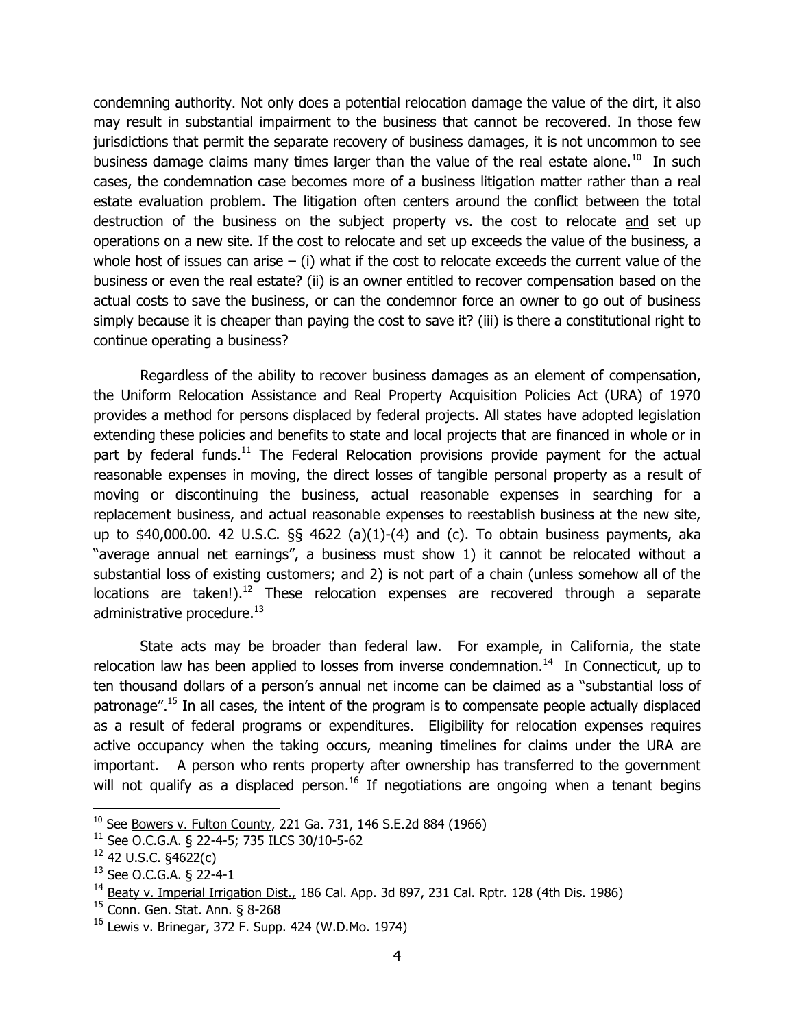condemning authority. Not only does a potential relocation damage the value of the dirt, it also may result in substantial impairment to the business that cannot be recovered. In those few jurisdictions that permit the separate recovery of business damages, it is not uncommon to see business damage claims many times larger than the value of the real estate alone.[10] In such cases, the condemnation case becomes more of a business litigation matter rather than a real estate evaluation problem. The litigation often centers around the conflict between the total destruction of the business on the subject property vs. the cost to relocate and set up operations on a new site. If the cost to relocate and set up exceeds the value of the business, a whole host of issues can arise – (i) what if the cost to relocate exceeds the current value of the business or even the real estate? (ii) is an owner entitled to recover compensation based on the actual costs to save the business, or can the condemnor force an owner to go out of business simply because it is cheaper than paying the cost to save it? (iii) is there a constitutional right to continue operating a business?

Regardless of the ability to recover business damages as an element of compensation, the Uniform Relocation Assistance and Real Property Acquisition Policies Act (URA) of 1970 provides a method for persons displaced by federal projects. All states have adopted legislation extending these policies and benefits to state and local projects that are financed in whole or in part by federal funds.[11] The Federal Relocation provisions provide payment for the actual reasonable expenses in moving, the direct losses of tangible personal property as a result of moving or discontinuing the business, actual reasonable expenses in searching for a replacement business, and actual reasonable expenses to reestablish business at the new site, up to $40,000.00. 42 U.S.C. §§ 4622 (a)(1)-(4) and (c). To obtain business payments, aka "average annual net earnings", a business must show 1) it cannot be relocated without a substantial loss of existing customers; and 2) is not part of a chain (unless somehow all of the locations are taken!).[12] These relocation expenses are recovered through a separate administrative procedure.[13]

State acts may be broader than federal law. For example, in California, the state relocation law has been applied to losses from inverse condemnation.[14] In Connecticut, up to ten thousand dollars of a person's annual net income can be claimed as a "substantial loss of patronage".[15] In all cases, the intent of the program is to compensate people actually displaced as a result of federal programs or expenditures. Eligibility for relocation expenses requires active occupancy when the taking occurs, meaning timelines for claims under the URA are important. A person who rents property after ownership has transferred to the government will not qualify as a displaced person.[16] If negotiations are ongoing when a tenant begins

---

[10] See Bowers v. Fulton County, 221 Ga. 731, 146 S.E.2d 884 (1966)

[11] See O.C.G.A. § 22-4-5; 735 ILCS 30/10-5-62

[12] 42 U.S.C. §4622(c)

[13] See O.C.G.A. § 22-4-1

[14] Beaty v. Imperial Irrigation Dist., 186 Cal. App. 3d 897, 231 Cal. Rptr. 128 (4th Dis. 1986)

[15] Conn. Gen. Stat. Ann. § 8-268

[16] Lewis v. Brinegar, 372 F. Supp. 424 (W.D.Mo. 1974)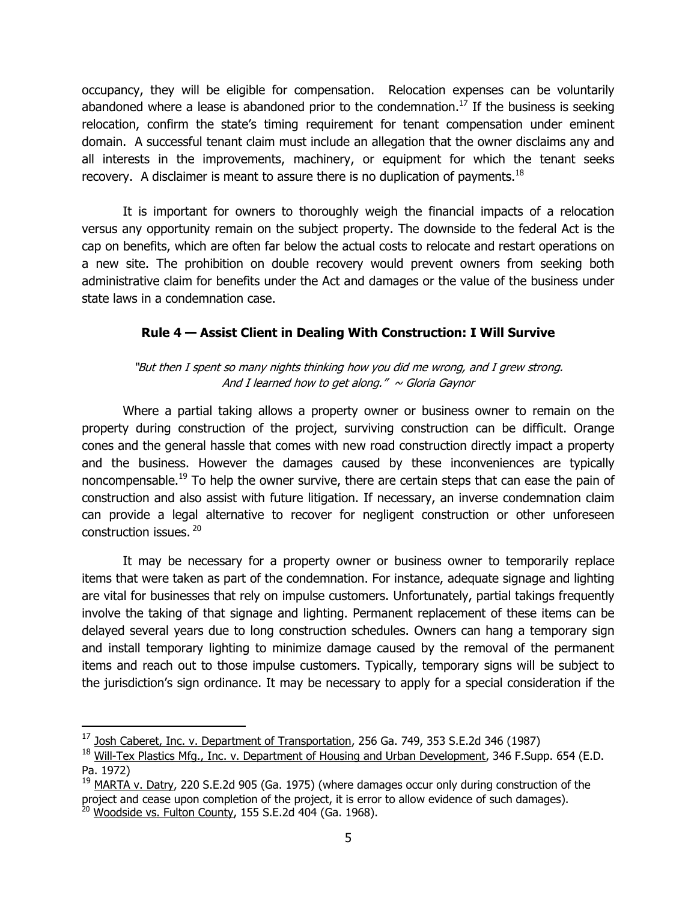occupancy, they will be eligible for compensation. Relocation expenses can be voluntarily abandoned where a lease is abandoned prior to the condemnation.[17] If the business is seeking relocation, confirm the state's timing requirement for tenant compensation under eminent domain. A successful tenant claim must include an allegation that the owner disclaims any and all interests in the improvements, machinery, or equipment for which the tenant seeks recovery. A disclaimer is meant to assure there is no duplication of payments.[18]

It is important for owners to thoroughly weigh the financial impacts of a relocation versus any opportunity remain on the subject property. The downside to the federal Act is the cap on benefits, which are often far below the actual costs to relocate and restart operations on a new site. The prohibition on double recovery would prevent owners from seeking both administrative claim for benefits under the Act and damages or the value of the business under state laws in a condemnation case.

### Rule 4 — Assist Client in Dealing With Construction: I Will Survive

*"But then I spent so many nights thinking how you did me wrong, and I grew strong. And I learned how to get along." ~ Gloria Gaynor*

Where a partial taking allows a property owner or business owner to remain on the property during construction of the project, surviving construction can be difficult. Orange cones and the general hassle that comes with new road construction directly impact a property and the business. However the damages caused by these inconveniences are typically noncompensable.[19] To help the owner survive, there are certain steps that can ease the pain of construction and also assist with future litigation. If necessary, an inverse condemnation claim can provide a legal alternative to recover for negligent construction or other unforeseen construction issues. [20]

It may be necessary for a property owner or business owner to temporarily replace items that were taken as part of the condemnation. For instance, adequate signage and lighting are vital for businesses that rely on impulse customers. Unfortunately, partial takings frequently involve the taking of that signage and lighting. Permanent replacement of these items can be delayed several years due to long construction schedules. Owners can hang a temporary sign and install temporary lighting to minimize damage caused by the removal of the permanent items and reach out to those impulse customers. Typically, temporary signs will be subject to the jurisdiction's sign ordinance. It may be necessary to apply for a special consideration if the

---

[17] Josh Caberet, Inc. v. Department of Transportation, 256 Ga. 749, 353 S.E.2d 346 (1987)

[18] Will-Tex Plastics Mfg., Inc. v. Department of Housing and Urban Development, 346 F.Supp. 654 (E.D. Pa. 1972)

[19] MARTA v. Datry, 220 S.E.2d 905 (Ga. 1975) (where damages occur only during construction of the project and cease upon completion of the project, it is error to allow evidence of such damages).

[20] Woodside vs. Fulton County, 155 S.E.2d 404 (Ga. 1968).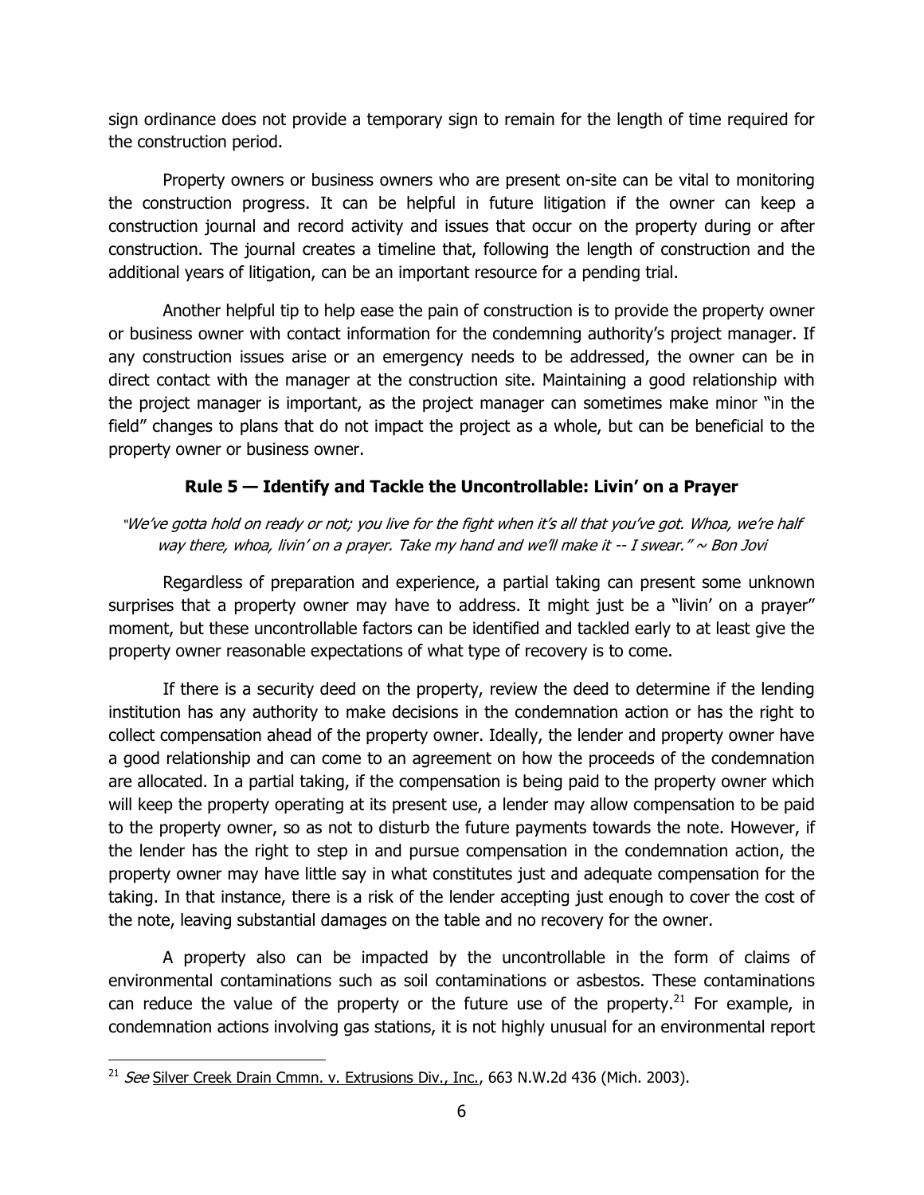sign ordinance does not provide a temporary sign to remain for the length of time required for the construction period.

Property owners or business owners who are present on-site can be vital to monitoring the construction progress. It can be helpful in future litigation if the owner can keep a construction journal and record activity and issues that occur on the property during or after construction. The journal creates a timeline that, following the length of construction and the additional years of litigation, can be an important resource for a pending trial.

Another helpful tip to help ease the pain of construction is to provide the property owner or business owner with contact information for the condemning authority's project manager. If any construction issues arise or an emergency needs to be addressed, the owner can be in direct contact with the manager at the construction site. Maintaining a good relationship with the project manager is important, as the project manager can sometimes make minor "in the field" changes to plans that do not impact the project as a whole, but can be beneficial to the property owner or business owner.

### Rule 5 — Identify and Tackle the Uncontrollable: Livin' on a Prayer

"*We've gotta hold on ready or not; you live for the fight when it's all that you've got. Whoa, we're half way there, whoa, livin' on a prayer. Take my hand and we'll make it -- I swear." ~ Bon Jovi*

Regardless of preparation and experience, a partial taking can present some unknown surprises that a property owner may have to address. It might just be a "livin' on a prayer" moment, but these uncontrollable factors can be identified and tackled early to at least give the property owner reasonable expectations of what type of recovery is to come.

If there is a security deed on the property, review the deed to determine if the lending institution has any authority to make decisions in the condemnation action or has the right to collect compensation ahead of the property owner. Ideally, the lender and property owner have a good relationship and can come to an agreement on how the proceeds of the condemnation are allocated. In a partial taking, if the compensation is being paid to the property owner which will keep the property operating at its present use, a lender may allow compensation to be paid to the property owner, so as not to disturb the future payments towards the note. However, if the lender has the right to step in and pursue compensation in the condemnation action, the property owner may have little say in what constitutes just and adequate compensation for the taking. In that instance, there is a risk of the lender accepting just enough to cover the cost of the note, leaving substantial damages on the table and no recovery for the owner.

A property also can be impacted by the uncontrollable in the form of claims of environmental contaminations such as soil contaminations or asbestos. These contaminations can reduce the value of the property or the future use of the property.[21] For example, in condemnation actions involving gas stations, it is not highly unusual for an environmental report

---

[21] *See* Silver Creek Drain Cmmn. v. Extrusions Div., Inc., 663 N.W.2d 436 (Mich. 2003).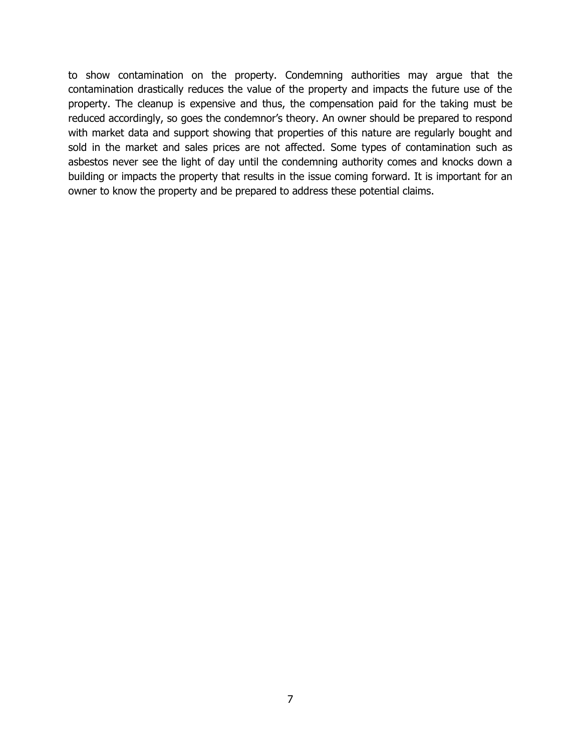to show contamination on the property. Condemning authorities may argue that the contamination drastically reduces the value of the property and impacts the future use of the property. The cleanup is expensive and thus, the compensation paid for the taking must be reduced accordingly, so goes the condemnor's theory. An owner should be prepared to respond with market data and support showing that properties of this nature are regularly bought and sold in the market and sales prices are not affected. Some types of contamination such as asbestos never see the light of day until the condemning authority comes and knocks down a building or impacts the property that results in the issue coming forward. It is important for an owner to know the property and be prepared to address these potential claims.